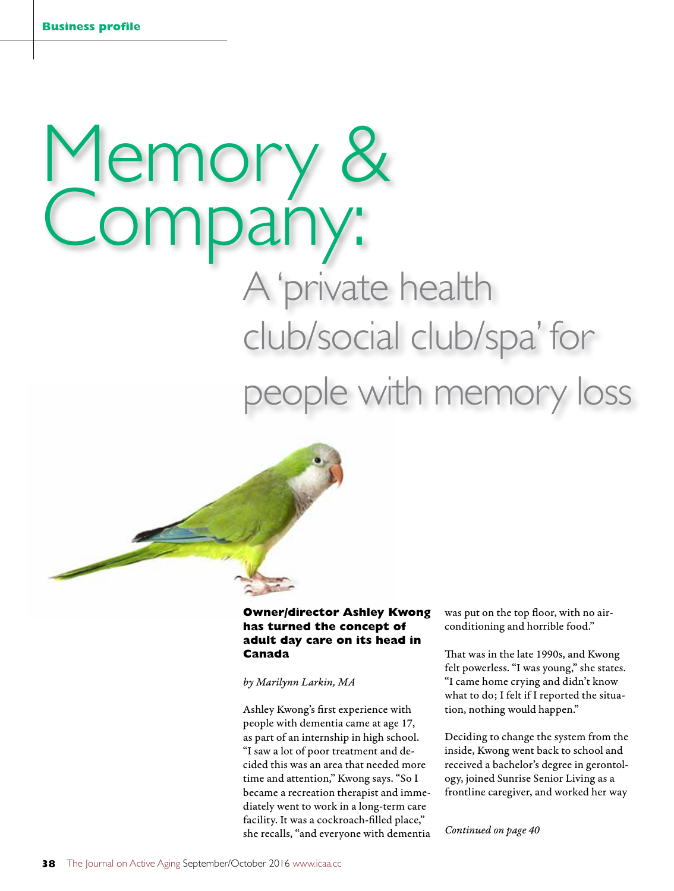Business profile

# Memory & Company:

## A 'private health club/social club/spa' for people with memory loss

**Owner/director Ashley Kwong has turned the concept of adult day care on its head in Canada**

*by Marilynn Larkin, MA*

Ashley Kwong's first experience with people with dementia came at age 17, as part of an internship in high school. "I saw a lot of poor treatment and decided this was an area that needed more time and attention," Kwong says. "So I became a recreation therapist and immediately went to work in a long-term care facility. It was a cockroach-filled place," she recalls, "and everyone with dementia was put on the top floor, with no air-conditioning and horrible food."

That was in the late 1990s, and Kwong felt powerless. "I was young," she states. "I came home crying and didn't know what to do; I felt if I reported the situation, nothing would happen."

Deciding to change the system from the inside, Kwong went back to school and received a bachelor's degree in gerontology, joined Sunrise Senior Living as a frontline caregiver, and worked her way

*Continued on page 40*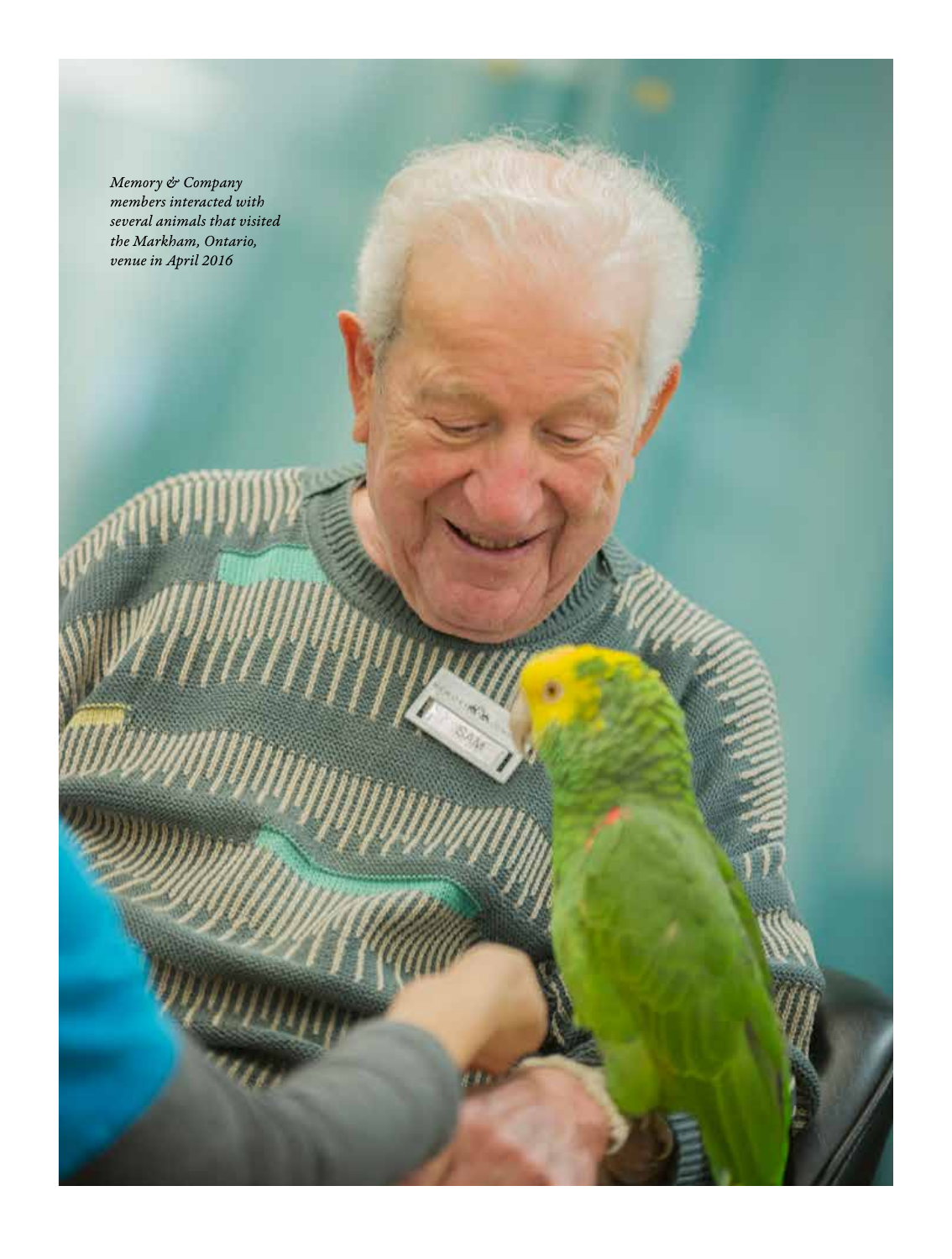*Memory & Company members interacted with several animals that visited the Markham, Ontario, venue in April 2016*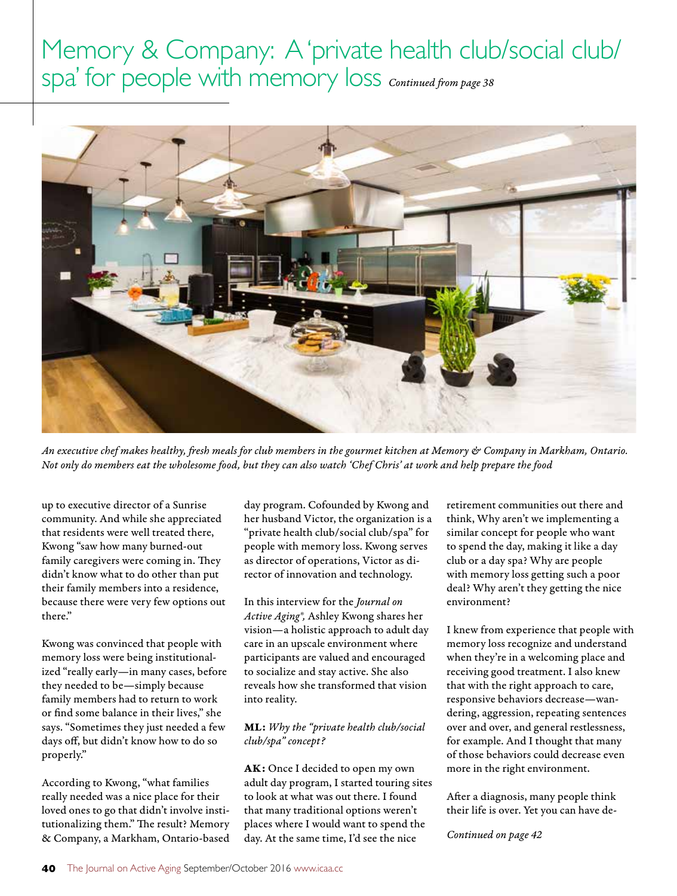# Memory & Company: A 'private health club/social club/ spa' for people with memory loss *Continued from page 38*

*An executive chef makes healthy, fresh meals for club members in the gourmet kitchen at Memory & Company in Markham, Ontario. Not only do members eat the wholesome food, but they can also watch 'Chef Chris' at work and help prepare the food*

up to executive director of a Sunrise community. And while she appreciated that residents were well treated there, Kwong "saw how many burned-out family caregivers were coming in. They didn't know what to do other than put their family members into a residence, because there were very few options out there."

Kwong was convinced that people with memory loss were being institutionalized "really early—in many cases, before they needed to be—simply because family members had to return to work or find some balance in their lives," she says. "Sometimes they just needed a few days off, but didn't know how to do so properly."

According to Kwong, "what families really needed was a nice place for their loved ones to go that didn't involve institutionalizing them." The result? Memory & Company, a Markham, Ontario-based day program. Cofounded by Kwong and her husband Victor, the organization is a "private health club/social club/spa" for people with memory loss. Kwong serves as director of operations, Victor as director of innovation and technology.

In this interview for the *Journal on Active Aging®,* Ashley Kwong shares her vision—a holistic approach to adult day care in an upscale environment where participants are valued and encouraged to socialize and stay active. She also reveals how she transformed that vision into reality.

**ML:** *Why the "private health club/social club/spa" concept?*

**AK:** Once I decided to open my own adult day program, I started touring sites to look at what was out there. I found that many traditional options weren't places where I would want to spend the day. At the same time, I'd see the nice retirement communities out there and think, Why aren't we implementing a similar concept for people who want to spend the day, making it like a day club or a day spa? Why are people with memory loss getting such a poor deal? Why aren't they getting the nice environment?

I knew from experience that people with memory loss recognize and understand when they're in a welcoming place and receiving good treatment. I also knew that with the right approach to care, responsive behaviors decrease—wandering, aggression, repeating sentences over and over, and general restlessness, for example. And I thought that many of those behaviors could decrease even more in the right environment.

After a diagnosis, many people think their life is over. Yet you can have de-

*Continued on page 42*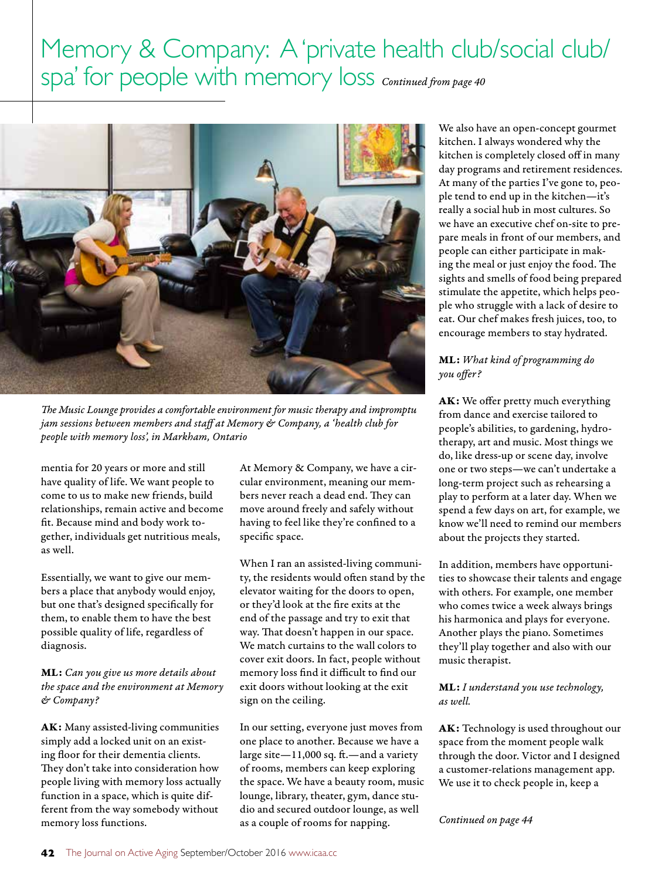# Memory & Company: A 'private health club/social club/spa' for people with memory loss *Continued from page 40*

*The Music Lounge provides a comfortable environment for music therapy and impromptu jam sessions between members and staff at Memory & Company, a 'health club for people with memory loss', in Markham, Ontario*

mentia for 20 years or more and still have quality of life. We want people to come to us to make new friends, build relationships, remain active and become fit. Because mind and body work together, individuals get nutritious meals, as well.

Essentially, we want to give our members a place that anybody would enjoy, but one that's designed specifically for them, to enable them to have the best possible quality of life, regardless of diagnosis.

**ML:** *Can you give us more details about the space and the environment at Memory & Company?*

**AK:** Many assisted-living communities simply add a locked unit on an existing floor for their dementia clients. They don't take into consideration how people living with memory loss actually function in a space, which is quite different from the way somebody without memory loss functions.

At Memory & Company, we have a circular environment, meaning our members never reach a dead end. They can move around freely and safely without having to feel like they're confined to a specific space.

When I ran an assisted-living community, the residents would often stand by the elevator waiting for the doors to open, or they'd look at the fire exits at the end of the passage and try to exit that way. That doesn't happen in our space. We match curtains to the wall colors to cover exit doors. In fact, people without memory loss find it difficult to find our exit doors without looking at the exit sign on the ceiling.

In our setting, everyone just moves from one place to another. Because we have a large site—11,000 sq. ft.—and a variety of rooms, members can keep exploring the space. We have a beauty room, music lounge, library, theater, gym, dance studio and secured outdoor lounge, as well as a couple of rooms for napping.

We also have an open-concept gourmet kitchen. I always wondered why the kitchen is completely closed off in many day programs and retirement residences. At many of the parties I've gone to, people tend to end up in the kitchen—it's really a social hub in most cultures. So we have an executive chef on-site to prepare meals in front of our members, and people can either participate in making the meal or just enjoy the food. The sights and smells of food being prepared stimulate the appetite, which helps people who struggle with a lack of desire to eat. Our chef makes fresh juices, too, to encourage members to stay hydrated.

**ML:** *What kind of programming do you offer?*

**AK:** We offer pretty much everything from dance and exercise tailored to people's abilities, to gardening, hydrotherapy, art and music. Most things we do, like dress-up or scene day, involve one or two steps—we can't undertake a long-term project such as rehearsing a play to perform at a later day. When we spend a few days on art, for example, we know we'll need to remind our members about the projects they started.

In addition, members have opportunities to showcase their talents and engage with others. For example, one member who comes twice a week always brings his harmonica and plays for everyone. Another plays the piano. Sometimes they'll play together and also with our music therapist.

**ML:** *I understand you use technology, as well.*

**AK:** Technology is used throughout our space from the moment people walk through the door. Victor and I designed a customer-relations management app. We use it to check people in, keep a

*Continued on page 44*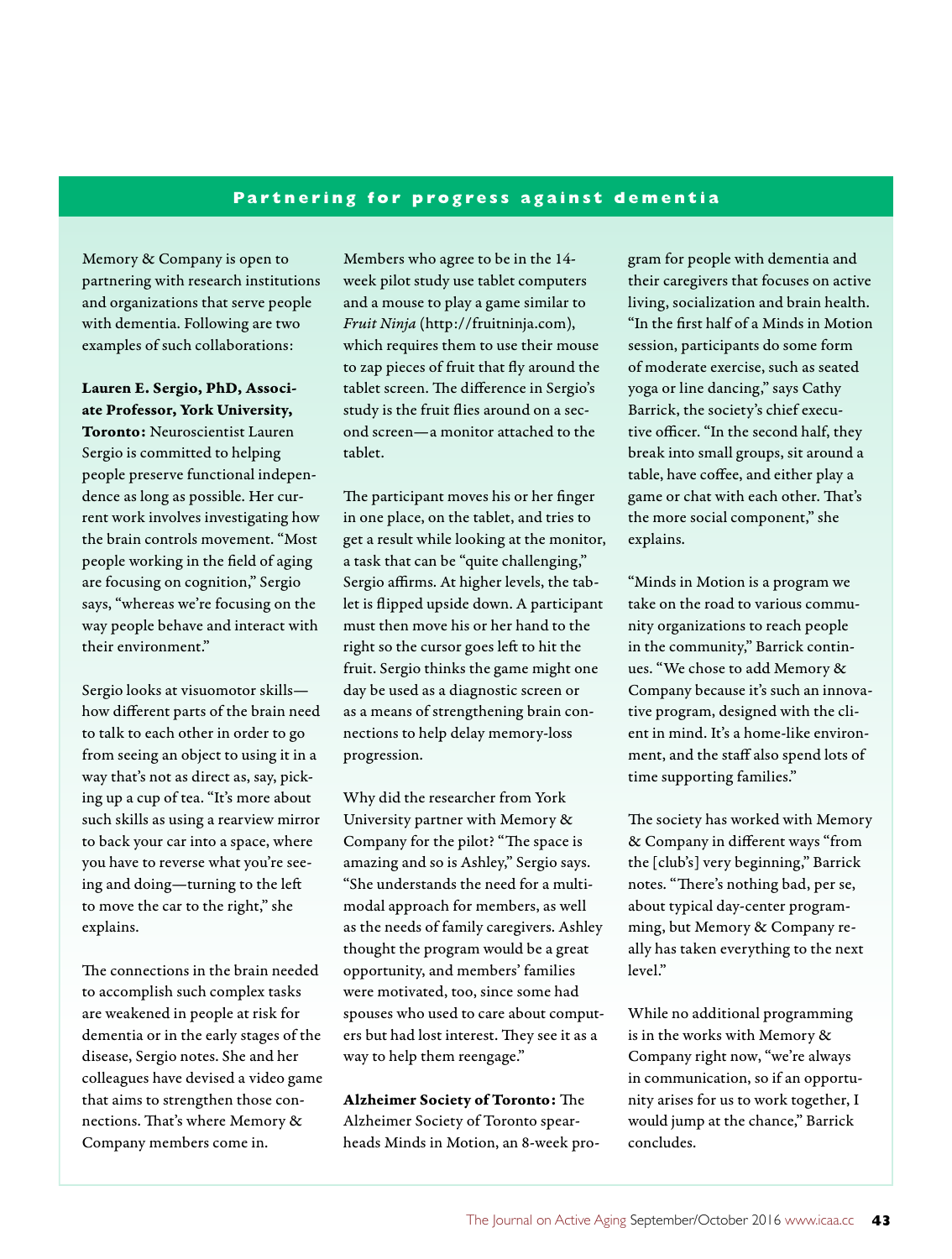## Partnering for progress against dementia

Memory & Company is open to partnering with research institutions and organizations that serve people with dementia. Following are two examples of such collaborations:

**Lauren E. Sergio, PhD, Associate Professor, York University, Toronto:** Neuroscientist Lauren Sergio is committed to helping people preserve functional independence as long as possible. Her current work involves investigating how the brain controls movement. "Most people working in the field of aging are focusing on cognition," Sergio says, "whereas we're focusing on the way people behave and interact with their environment."

Sergio looks at visuomotor skills—how different parts of the brain need to talk to each other in order to go from seeing an object to using it in a way that's not as direct as, say, picking up a cup of tea. "It's more about such skills as using a rearview mirror to back your car into a space, where you have to reverse what you're seeing and doing—turning to the left to move the car to the right," she explains.

The connections in the brain needed to accomplish such complex tasks are weakened in people at risk for dementia or in the early stages of the disease, Sergio notes. She and her colleagues have devised a video game that aims to strengthen those connections. That's where Memory & Company members come in.

Members who agree to be in the 14-week pilot study use tablet computers and a mouse to play a game similar to *Fruit Ninja* (http://fruitninja.com), which requires them to use their mouse to zap pieces of fruit that fly around the tablet screen. The difference in Sergio's study is the fruit flies around on a second screen—a monitor attached to the tablet.

The participant moves his or her finger in one place, on the tablet, and tries to get a result while looking at the monitor, a task that can be "quite challenging," Sergio affirms. At higher levels, the tablet is flipped upside down. A participant must then move his or her hand to the right so the cursor goes left to hit the fruit. Sergio thinks the game might one day be used as a diagnostic screen or as a means of strengthening brain connections to help delay memory-loss progression.

Why did the researcher from York University partner with Memory & Company for the pilot? "The space is amazing and so is Ashley," Sergio says. "She understands the need for a multimodal approach for members, as well as the needs of family caregivers. Ashley thought the program would be a great opportunity, and members' families were motivated, too, since some had spouses who used to care about computers but had lost interest. They see it as a way to help them reengage."

**Alzheimer Society of Toronto:** The Alzheimer Society of Toronto spearheads Minds in Motion, an 8-week program for people with dementia and their caregivers that focuses on active living, socialization and brain health. "In the first half of a Minds in Motion session, participants do some form of moderate exercise, such as seated yoga or line dancing," says Cathy Barrick, the society's chief executive officer. "In the second half, they break into small groups, sit around a table, have coffee, and either play a game or chat with each other. That's the more social component," she explains.

"Minds in Motion is a program we take on the road to various community organizations to reach people in the community," Barrick continues. "We chose to add Memory & Company because it's such an innovative program, designed with the client in mind. It's a home-like environment, and the staff also spend lots of time supporting families."

The society has worked with Memory & Company in different ways "from the [club's] very beginning," Barrick notes. "There's nothing bad, per se, about typical day-center programming, but Memory & Company really has taken everything to the next level."

While no additional programming is in the works with Memory & Company right now, "we're always in communication, so if an opportunity arises for us to work together, I would jump at the chance," Barrick concludes.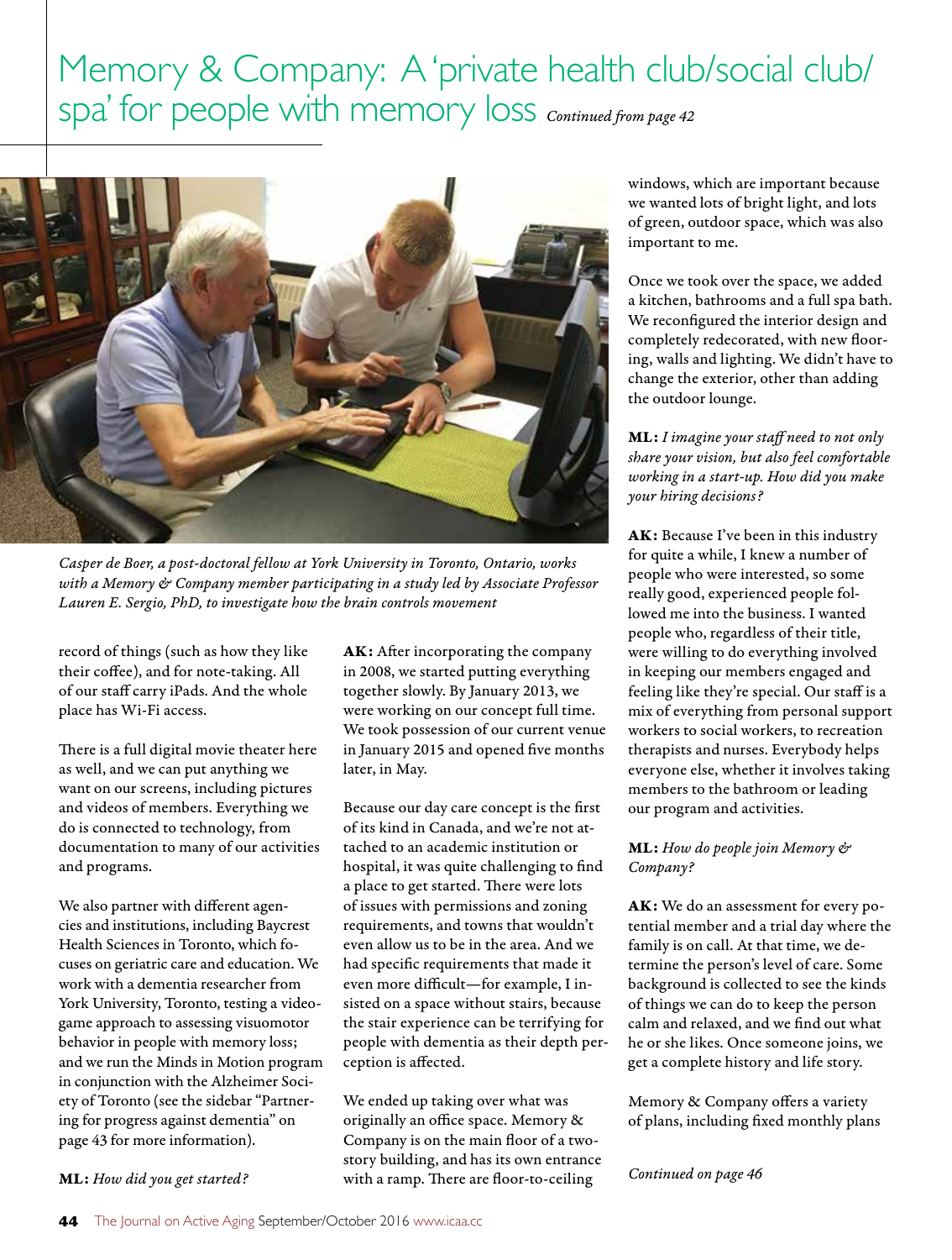# Memory & Company: A 'private health club/social club/spa' for people with memory loss *Continued from page 42*

*Casper de Boer, a post-doctoral fellow at York University in Toronto, Ontario, works with a Memory & Company member participating in a study led by Associate Professor Lauren E. Sergio, PhD, to investigate how the brain controls movement*

record of things (such as how they like their coffee), and for note-taking. All of our staff carry iPads. And the whole place has Wi-Fi access.

There is a full digital movie theater here as well, and we can put anything we want on our screens, including pictures and videos of members. Everything we do is connected to technology, from documentation to many of our activities and programs.

We also partner with different agencies and institutions, including Baycrest Health Sciences in Toronto, which focuses on geriatric care and education. We work with a dementia researcher from York University, Toronto, testing a videogame approach to assessing visuomotor behavior in people with memory loss; and we run the Minds in Motion program in conjunction with the Alzheimer Society of Toronto (see the sidebar "Partnering for progress against dementia" on page 43 for more information).

**ML:** *How did you get started?*

**AK:** After incorporating the company in 2008, we started putting everything together slowly. By January 2013, we were working on our concept full time. We took possession of our current venue in January 2015 and opened five months later, in May.

Because our day care concept is the first of its kind in Canada, and we're not attached to an academic institution or hospital, it was quite challenging to find a place to get started. There were lots of issues with permissions and zoning requirements, and towns that wouldn't even allow us to be in the area. And we had specific requirements that made it even more difficult—for example, I insisted on a space without stairs, because the stair experience can be terrifying for people with dementia as their depth perception is affected.

We ended up taking over what was originally an office space. Memory & Company is on the main floor of a two-story building, and has its own entrance with a ramp. There are floor-to-ceiling windows, which are important because we wanted lots of bright light, and lots of green, outdoor space, which was also important to me.

Once we took over the space, we added a kitchen, bathrooms and a full spa bath. We reconfigured the interior design and completely redecorated, with new flooring, walls and lighting. We didn't have to change the exterior, other than adding the outdoor lounge.

**ML:** *I imagine your staff need to not only share your vision, but also feel comfortable working in a start-up. How did you make your hiring decisions?*

**AK:** Because I've been in this industry for quite a while, I knew a number of people who were interested, so some really good, experienced people followed me into the business. I wanted people who, regardless of their title, were willing to do everything involved in keeping our members engaged and feeling like they're special. Our staff is a mix of everything from personal support workers to social workers, to recreation therapists and nurses. Everybody helps everyone else, whether it involves taking members to the bathroom or leading our program and activities.

**ML:** *How do people join Memory & Company?*

**AK:** We do an assessment for every potential member and a trial day where the family is on call. At that time, we determine the person's level of care. Some background is collected to see the kinds of things we can do to keep the person calm and relaxed, and we find out what he or she likes. Once someone joins, we get a complete history and life story.

Memory & Company offers a variety of plans, including fixed monthly plans

*Continued on page 46*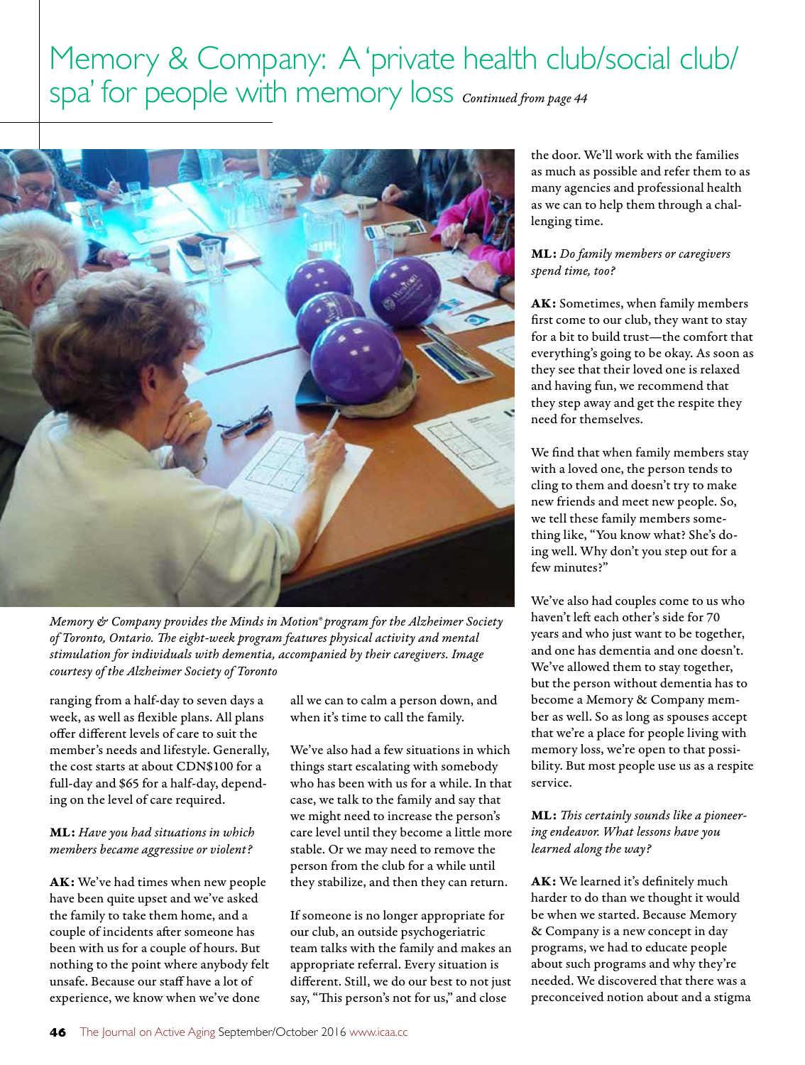# Memory & Company: A 'private health club/social club/spa' for people with memory loss *Continued from page 44*

*Memory & Company provides the Minds in Motion® program for the Alzheimer Society of Toronto, Ontario. The eight-week program features physical activity and mental stimulation for individuals with dementia, accompanied by their caregivers. Image courtesy of the Alzheimer Society of Toronto*

ranging from a half-day to seven days a week, as well as flexible plans. All plans offer different levels of care to suit the member's needs and lifestyle. Generally, the cost starts at about CDN$100 for a full-day and $65 for a half-day, depending on the level of care required.

**ML:** *Have you had situations in which members became aggressive or violent?*

**AK:** We've had times when new people have been quite upset and we've asked the family to take them home, and a couple of incidents after someone has been with us for a couple of hours. But nothing to the point where anybody felt unsafe. Because our staff have a lot of experience, we know when we've done all we can to calm a person down, and when it's time to call the family.

We've also had a few situations in which things start escalating with somebody who has been with us for a while. In that case, we talk to the family and say that we might need to increase the person's care level until they become a little more stable. Or we may need to remove the person from the club for a while until they stabilize, and then they can return.

If someone is no longer appropriate for our club, an outside psychogeriatric team talks with the family and makes an appropriate referral. Every situation is different. Still, we do our best to not just say, "This person's not for us," and close the door. We'll work with the families as much as possible and refer them to as many agencies and professional health as we can to help them through a challenging time.

**ML:** *Do family members or caregivers spend time, too?*

**AK:** Sometimes, when family members first come to our club, they want to stay for a bit to build trust—the comfort that everything's going to be okay. As soon as they see that their loved one is relaxed and having fun, we recommend that they step away and get the respite they need for themselves.

We find that when family members stay with a loved one, the person tends to cling to them and doesn't try to make new friends and meet new people. So, we tell these family members something like, "You know what? She's doing well. Why don't you step out for a few minutes?"

We've also had couples come to us who haven't left each other's side for 70 years and who just want to be together, and one has dementia and one doesn't. We've allowed them to stay together, but the person without dementia has to become a Memory & Company member as well. So as long as spouses accept that we're a place for people living with memory loss, we're open to that possibility. But most people use us as a respite service.

**ML:** *This certainly sounds like a pioneering endeavor. What lessons have you learned along the way?*

**AK:** We learned it's definitely much harder to do than we thought it would be when we started. Because Memory & Company is a new concept in day programs, we had to educate people about such programs and why they're needed. We discovered that there was a preconceived notion about and a stigma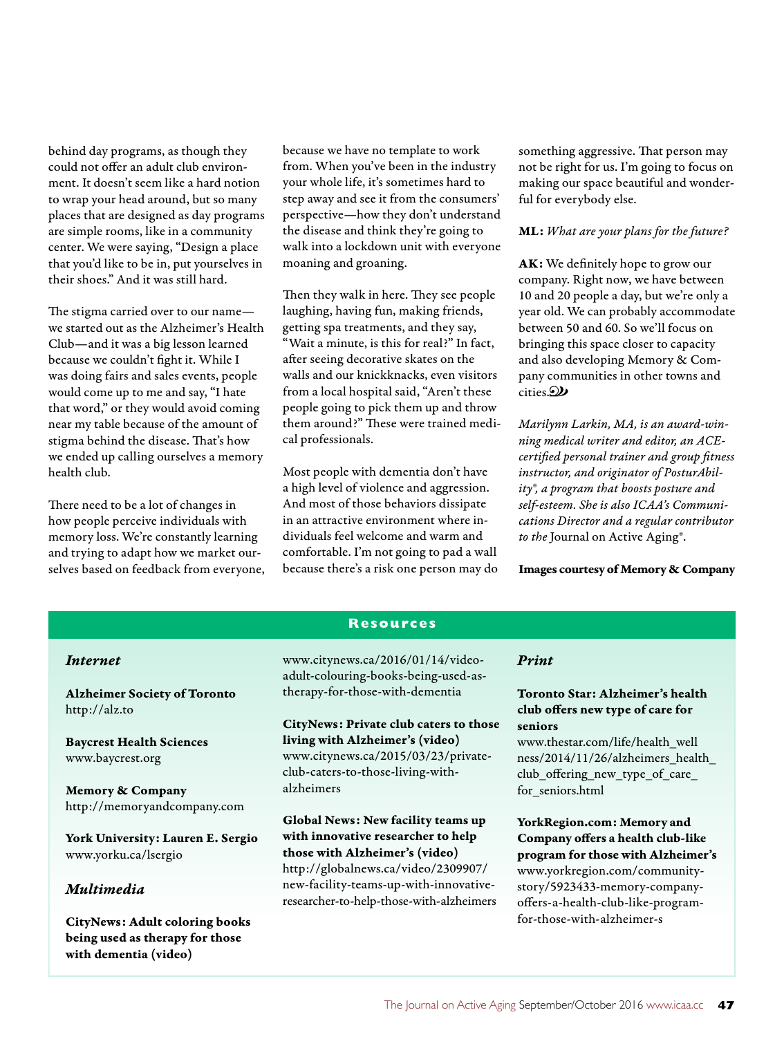behind day programs, as though they could not offer an adult club environment. It doesn't seem like a hard notion to wrap your head around, but so many places that are designed as day programs are simple rooms, like in a community center. We were saying, "Design a place that you'd like to be in, put yourselves in their shoes." And it was still hard.

The stigma carried over to our name—we started out as the Alzheimer's Health Club—and it was a big lesson learned because we couldn't fight it. While I was doing fairs and sales events, people would come up to me and say, "I hate that word," or they would avoid coming near my table because of the amount of stigma behind the disease. That's how we ended up calling ourselves a memory health club.

There need to be a lot of changes in how people perceive individuals with memory loss. We're constantly learning and trying to adapt how we market ourselves based on feedback from everyone, because we have no template to work from. When you've been in the industry your whole life, it's sometimes hard to step away and see it from the consumers' perspective—how they don't understand the disease and think they're going to walk into a lockdown unit with everyone moaning and groaning.

Then they walk in here. They see people laughing, having fun, making friends, getting spa treatments, and they say, "Wait a minute, is this for real?" In fact, after seeing decorative skates on the walls and our knickknacks, even visitors from a local hospital said, "Aren't these people going to pick them up and throw them around?" These were trained medical professionals.

Most people with dementia don't have a high level of violence and aggression. And most of those behaviors dissipate in an attractive environment where individuals feel welcome and warm and comfortable. I'm not going to pad a wall because there's a risk one person may do something aggressive. That person may not be right for us. I'm going to focus on making our space beautiful and wonderful for everybody else.

**ML:** *What are your plans for the future?*

**AK:** We definitely hope to grow our company. Right now, we have between 10 and 20 people a day, but we're only a year old. We can probably accommodate between 50 and 60. So we'll focus on bringing this space closer to capacity and also developing Memory & Company communities in other towns and cities.

*Marilynn Larkin, MA, is an award-winning medical writer and editor, an ACE-certified personal trainer and group fitness instructor, and originator of PosturAbility®, a program that boosts posture and self-esteem. She is also ICAA's Communications Director and a regular contributor to the* Journal on Active Aging®.

**Images courtesy of Memory & Company**

## Resources

### Internet

**Alzheimer Society of Toronto**
http://alz.to

**Baycrest Health Sciences**
www.baycrest.org

**Memory & Company**
http://memoryandcompany.com

**York University: Lauren E. Sergio**
www.yorku.ca/lsergio

### Multimedia

**CityNews: Adult coloring books being used as therapy for those with dementia (video)**
www.citynews.ca/2016/01/14/video-adult-colouring-books-being-used-as-therapy-for-those-with-dementia

**CityNews: Private club caters to those living with Alzheimer's (video)**
www.citynews.ca/2015/03/23/private-club-caters-to-those-living-with-alzheimers

**Global News: New facility teams up with innovative researcher to help those with Alzheimer's (video)**
http://globalnews.ca/video/2309907/new-facility-teams-up-with-innovative-researcher-to-help-those-with-alzheimers

### Print

**Toronto Star: Alzheimer's health club offers new type of care for seniors**
www.thestar.com/life/health_wellness/2014/11/26/alzheimers_health_club_offering_new_type_of_care_for_seniors.html

**YorkRegion.com: Memory and Company offers a health club-like program for those with Alzheimer's**
www.yorkregion.com/community-story/5923433-memory-company-offers-a-health-club-like-program-for-those-with-alzheimer-s